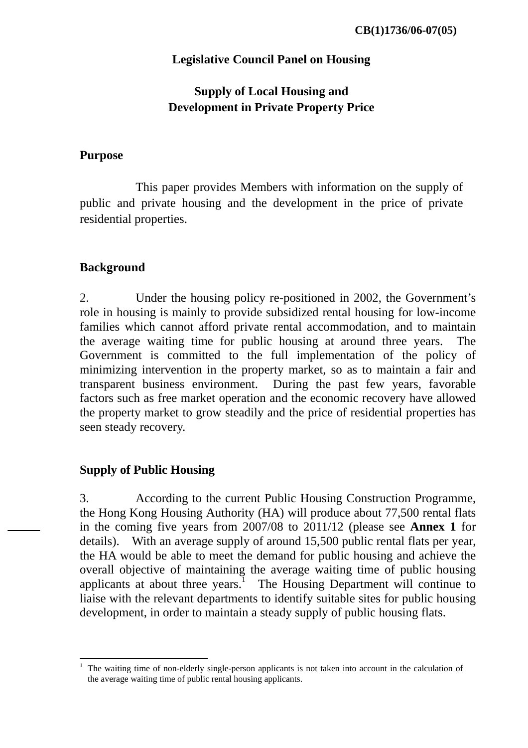CB(1)1736/06-07(05)

**Legislative Council Panel on Housing**

**Supply of Local Housing and Development in Private Property Price**

## Purpose

This paper provides Members with information on the supply of public and private housing and the development in the price of private residential properties.

## Background

2. Under the housing policy re-positioned in 2002, the Government's role in housing is mainly to provide subsidized rental housing for low-income families which cannot afford private rental accommodation, and to maintain the average waiting time for public housing at around three years. The Government is committed to the full implementation of the policy of minimizing intervention in the property market, so as to maintain a fair and transparent business environment. During the past few years, favorable factors such as free market operation and the economic recovery have allowed the property market to grow steadily and the price of residential properties has seen steady recovery.

## Supply of Public Housing

3. According to the current Public Housing Construction Programme, the Hong Kong Housing Authority (HA) will produce about 77,500 rental flats in the coming five years from 2007/08 to 2011/12 (please see **Annex 1** for details). With an average supply of around 15,500 public rental flats per year, the HA would be able to meet the demand for public housing and achieve the overall objective of maintaining the average waiting time of public housing applicants at about three years.[1] The Housing Department will continue to liaise with the relevant departments to identify suitable sites for public housing development, in order to maintain a steady supply of public housing flats.

[1] The waiting time of non-elderly single-person applicants is not taken into account in the calculation of the average waiting time of public rental housing applicants.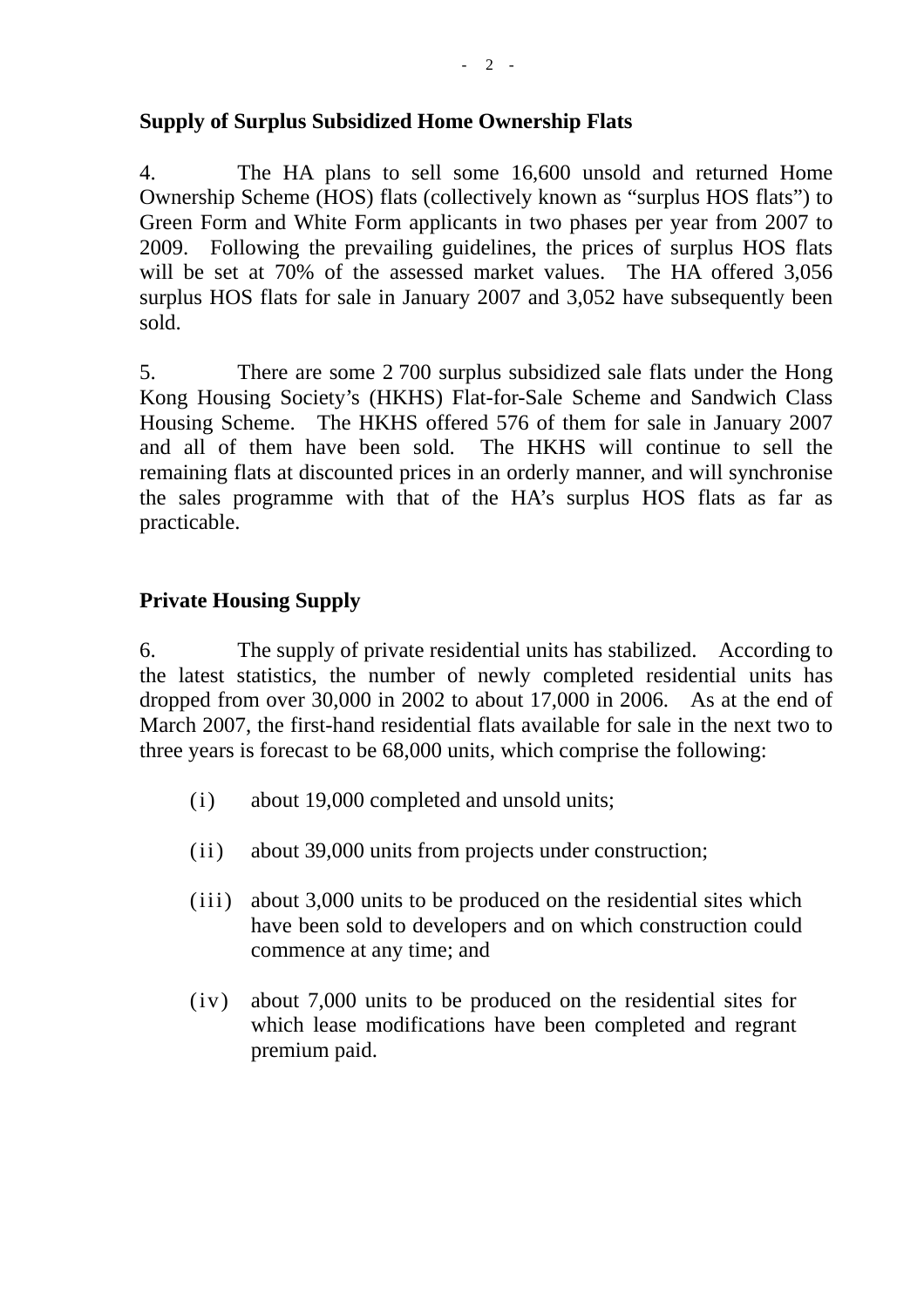**Supply of Surplus Subsidized Home Ownership Flats**

4. The HA plans to sell some 16,600 unsold and returned Home Ownership Scheme (HOS) flats (collectively known as "surplus HOS flats") to Green Form and White Form applicants in two phases per year from 2007 to 2009. Following the prevailing guidelines, the prices of surplus HOS flats will be set at 70% of the assessed market values. The HA offered 3,056 surplus HOS flats for sale in January 2007 and 3,052 have subsequently been sold.

5. There are some 2 700 surplus subsidized sale flats under the Hong Kong Housing Society's (HKHS) Flat-for-Sale Scheme and Sandwich Class Housing Scheme. The HKHS offered 576 of them for sale in January 2007 and all of them have been sold. The HKHS will continue to sell the remaining flats at discounted prices in an orderly manner, and will synchronise the sales programme with that of the HA's surplus HOS flats as far as practicable.

**Private Housing Supply**

6. The supply of private residential units has stabilized. According to the latest statistics, the number of newly completed residential units has dropped from over 30,000 in 2002 to about 17,000 in 2006. As at the end of March 2007, the first-hand residential flats available for sale in the next two to three years is forecast to be 68,000 units, which comprise the following:

(i) about 19,000 completed and unsold units;

(ii) about 39,000 units from projects under construction;

(iii) about 3,000 units to be produced on the residential sites which have been sold to developers and on which construction could commence at any time; and

(iv) about 7,000 units to be produced on the residential sites for which lease modifications have been completed and regrant premium paid.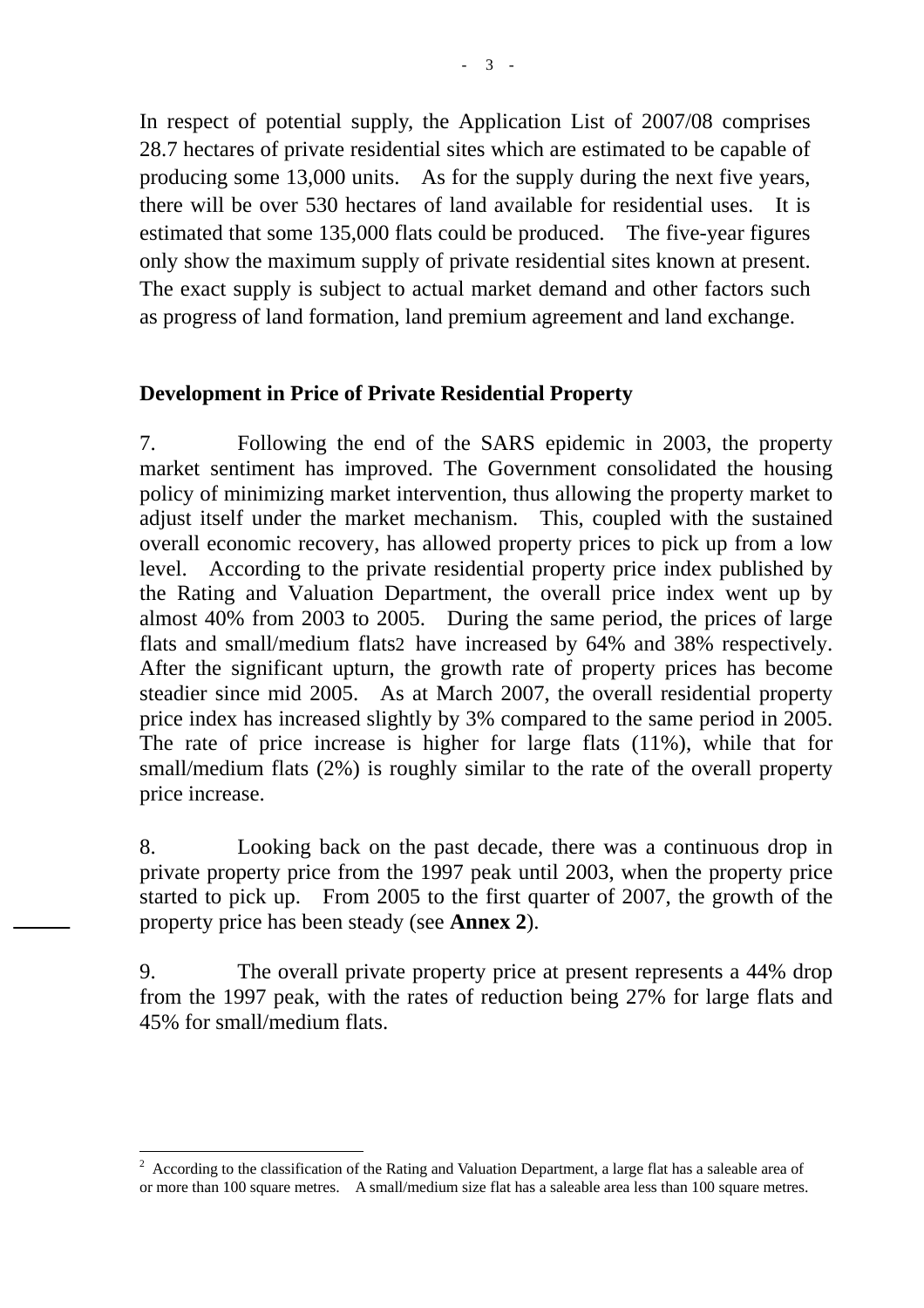In respect of potential supply, the Application List of 2007/08 comprises 28.7 hectares of private residential sites which are estimated to be capable of producing some 13,000 units. As for the supply during the next five years, there will be over 530 hectares of land available for residential uses. It is estimated that some 135,000 flats could be produced. The five-year figures only show the maximum supply of private residential sites known at present. The exact supply is subject to actual market demand and other factors such as progress of land formation, land premium agreement and land exchange.

## Development in Price of Private Residential Property

7. Following the end of the SARS epidemic in 2003, the property market sentiment has improved. The Government consolidated the housing policy of minimizing market intervention, thus allowing the property market to adjust itself under the market mechanism. This, coupled with the sustained overall economic recovery, has allowed property prices to pick up from a low level. According to the private residential property price index published by the Rating and Valuation Department, the overall price index went up by almost 40% from 2003 to 2005. During the same period, the prices of large flats and small/medium flats[2] have increased by 64% and 38% respectively. After the significant upturn, the growth rate of property prices has become steadier since mid 2005. As at March 2007, the overall residential property price index has increased slightly by 3% compared to the same period in 2005. The rate of price increase is higher for large flats (11%), while that for small/medium flats (2%) is roughly similar to the rate of the overall property price increase.

8. Looking back on the past decade, there was a continuous drop in private property price from the 1997 peak until 2003, when the property price started to pick up. From 2005 to the first quarter of 2007, the growth of the property price has been steady (see **Annex 2**).

9. The overall private property price at present represents a 44% drop from the 1997 peak, with the rates of reduction being 27% for large flats and 45% for small/medium flats.

---

[2] According to the classification of the Rating and Valuation Department, a large flat has a saleable area of or more than 100 square metres. A small/medium size flat has a saleable area less than 100 square metres.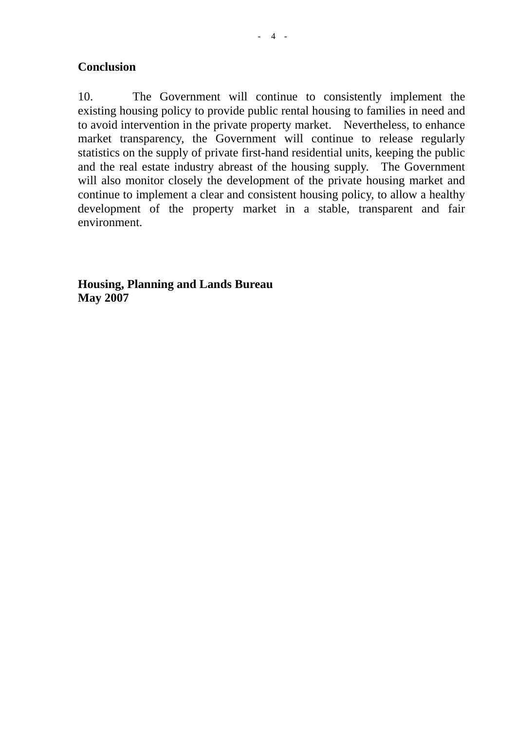**Conclusion**

10. The Government will continue to consistently implement the existing housing policy to provide public rental housing to families in need and to avoid intervention in the private property market. Nevertheless, to enhance market transparency, the Government will continue to release regularly statistics on the supply of private first-hand residential units, keeping the public and the real estate industry abreast of the housing supply. The Government will also monitor closely the development of the private housing market and continue to implement a clear and consistent housing policy, to allow a healthy development of the property market in a stable, transparent and fair environment.

**Housing, Planning and Lands Bureau**
**May 2007**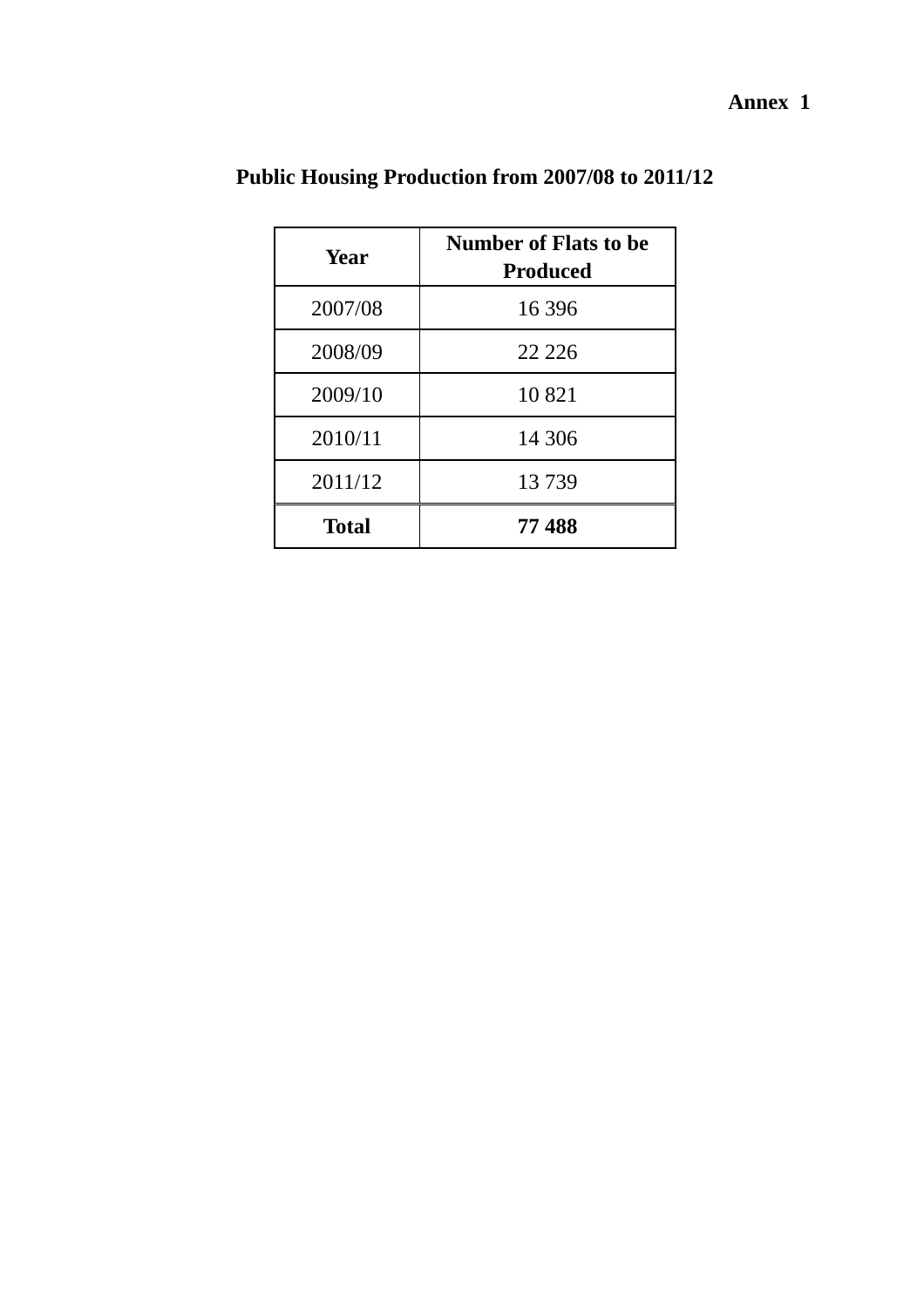**Annex 1**

## Public Housing Production from 2007/08 to 2011/12

| Year | Number of Flats to be Produced |
|---|---|
| 2007/08 | 16 396 |
| 2008/09 | 22 226 |
| 2009/10 | 10 821 |
| 2010/11 | 14 306 |
| 2011/12 | 13 739 |
| **Total** | **77 488** |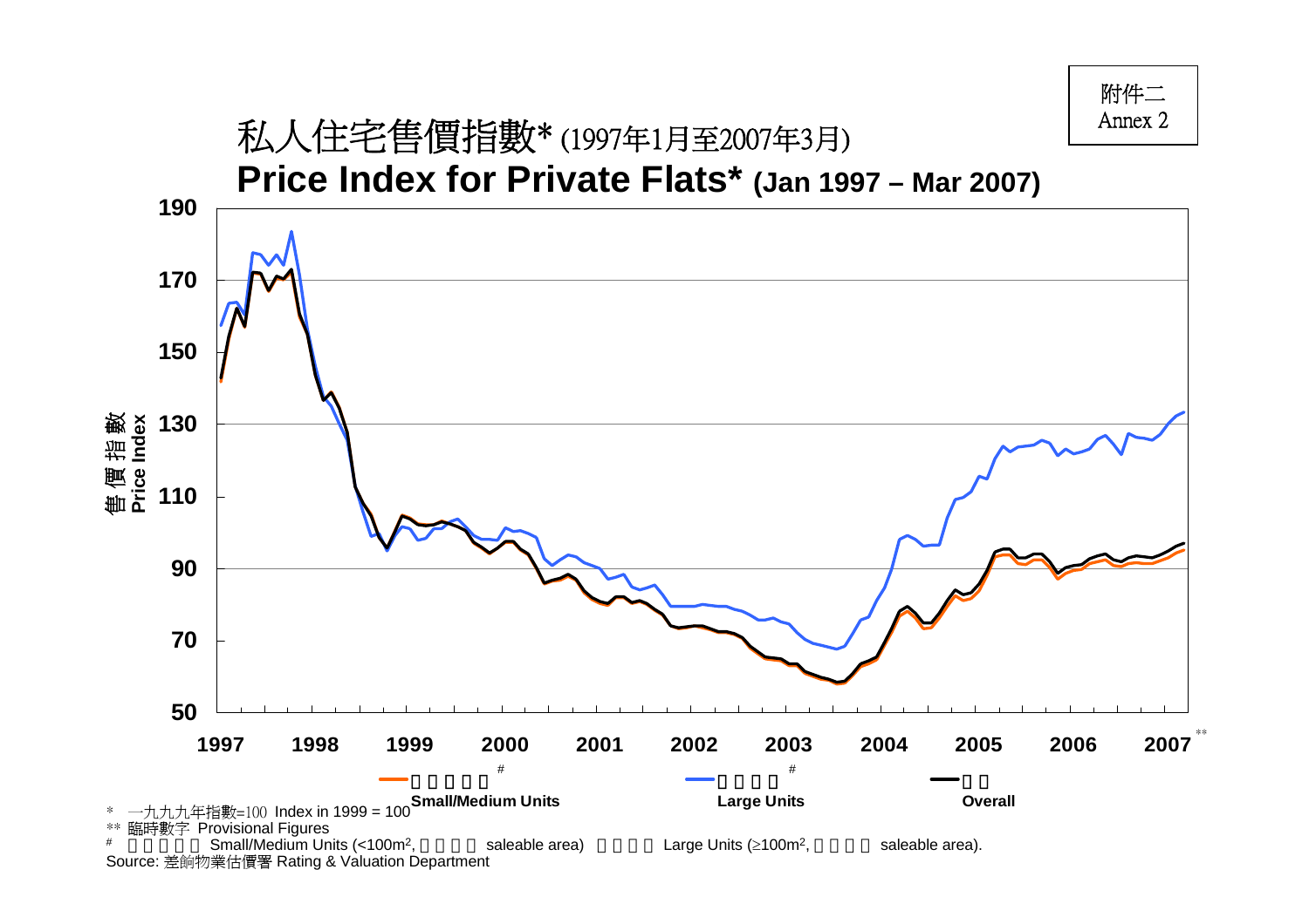附件二
Annex 2

# 私人住宅售價指數* (1997年1月至2007年3月)
# Price Index for Private Flats* (Jan 1997 – Mar 2007)

售價指數
Price Index

190
170
150
130
110
90
70
50

1997 1998 1999 2000 2001 2002 2003 2004 2005 2006 2007 **

Small/Medium Units #
Large Units #
Overall

\* 一九九九年指數=100 Index in 1999 = 100

** 臨時數字 Provisional Figures

\# Small/Medium Units (<100m², saleable area) Large Units (≥100m², saleable area).

Source: 差餉物業估價署 Rating & Valuation Department